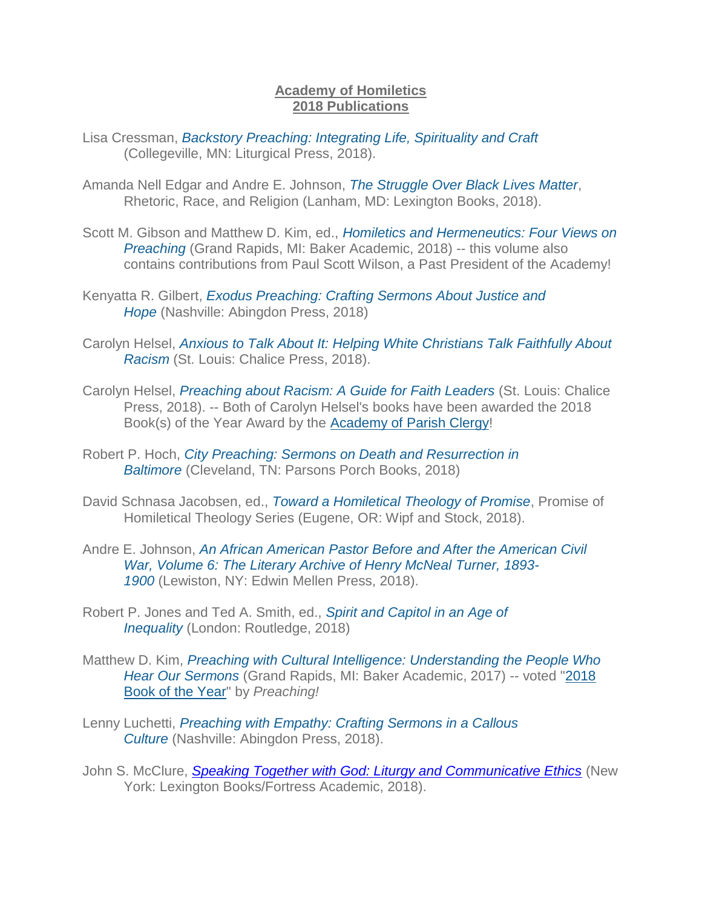**Academy of Homiletics**
**2018 Publications**

Lisa Cressman, *Backstory Preaching: Integrating Life, Spirituality and Craft* (Collegeville, MN: Liturgical Press, 2018).

Amanda Nell Edgar and Andre E. Johnson, *The Struggle Over Black Lives Matter*, Rhetoric, Race, and Religion (Lanham, MD: Lexington Books, 2018).

Scott M. Gibson and Matthew D. Kim, ed., *Homiletics and Hermeneutics: Four Views on Preaching* (Grand Rapids, MI: Baker Academic, 2018) -- this volume also contains contributions from Paul Scott Wilson, a Past President of the Academy!

Kenyatta R. Gilbert, *Exodus Preaching: Crafting Sermons About Justice and Hope* (Nashville: Abingdon Press, 2018)

Carolyn Helsel, *Anxious to Talk About It: Helping White Christians Talk Faithfully About Racism* (St. Louis: Chalice Press, 2018).

Carolyn Helsel, *Preaching about Racism: A Guide for Faith Leaders* (St. Louis: Chalice Press, 2018). -- Both of Carolyn Helsel's books have been awarded the 2018 Book(s) of the Year Award by the Academy of Parish Clergy!

Robert P. Hoch, *City Preaching: Sermons on Death and Resurrection in Baltimore* (Cleveland, TN: Parsons Porch Books, 2018)

David Schnasa Jacobsen, ed., *Toward a Homiletical Theology of Promise*, Promise of Homiletical Theology Series (Eugene, OR: Wipf and Stock, 2018).

Andre E. Johnson, *An African American Pastor Before and After the American Civil War, Volume 6: The Literary Archive of Henry McNeal Turner, 1893-1900* (Lewiston, NY: Edwin Mellen Press, 2018).

Robert P. Jones and Ted A. Smith, ed., *Spirit and Capitol in an Age of Inequality* (London: Routledge, 2018)

Matthew D. Kim, *Preaching with Cultural Intelligence: Understanding the People Who Hear Our Sermons* (Grand Rapids, MI: Baker Academic, 2017) -- voted "2018 Book of the Year" by *Preaching!*

Lenny Luchetti, *Preaching with Empathy: Crafting Sermons in a Callous Culture* (Nashville: Abingdon Press, 2018).

John S. McClure, *Speaking Together with God: Liturgy and Communicative Ethics* (New York: Lexington Books/Fortress Academic, 2018).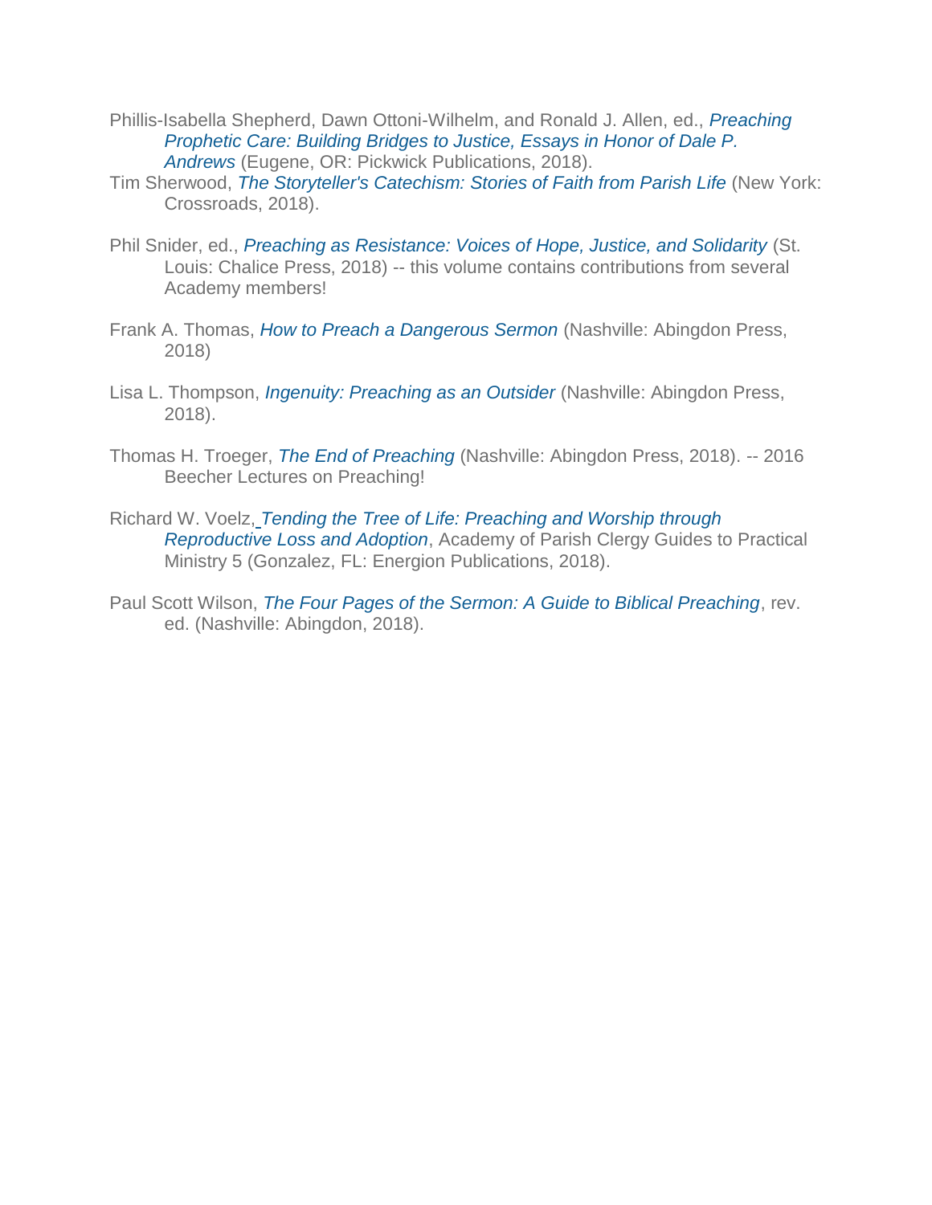Phillis-Isabella Shepherd, Dawn Ottoni-Wilhelm, and Ronald J. Allen, ed., *Preaching Prophetic Care: Building Bridges to Justice, Essays in Honor of Dale P. Andrews* (Eugene, OR: Pickwick Publications, 2018).

Tim Sherwood, *The Storyteller's Catechism: Stories of Faith from Parish Life* (New York: Crossroads, 2018).

Phil Snider, ed., *Preaching as Resistance: Voices of Hope, Justice, and Solidarity* (St. Louis: Chalice Press, 2018) -- this volume contains contributions from several Academy members!

Frank A. Thomas, *How to Preach a Dangerous Sermon* (Nashville: Abingdon Press, 2018)

Lisa L. Thompson, *Ingenuity: Preaching as an Outsider* (Nashville: Abingdon Press, 2018).

Thomas H. Troeger, *The End of Preaching* (Nashville: Abingdon Press, 2018). -- 2016 Beecher Lectures on Preaching!

Richard W. Voelz, *Tending the Tree of Life: Preaching and Worship through Reproductive Loss and Adoption*, Academy of Parish Clergy Guides to Practical Ministry 5 (Gonzalez, FL: Energion Publications, 2018).

Paul Scott Wilson, *The Four Pages of the Sermon: A Guide to Biblical Preaching*, rev. ed. (Nashville: Abingdon, 2018).